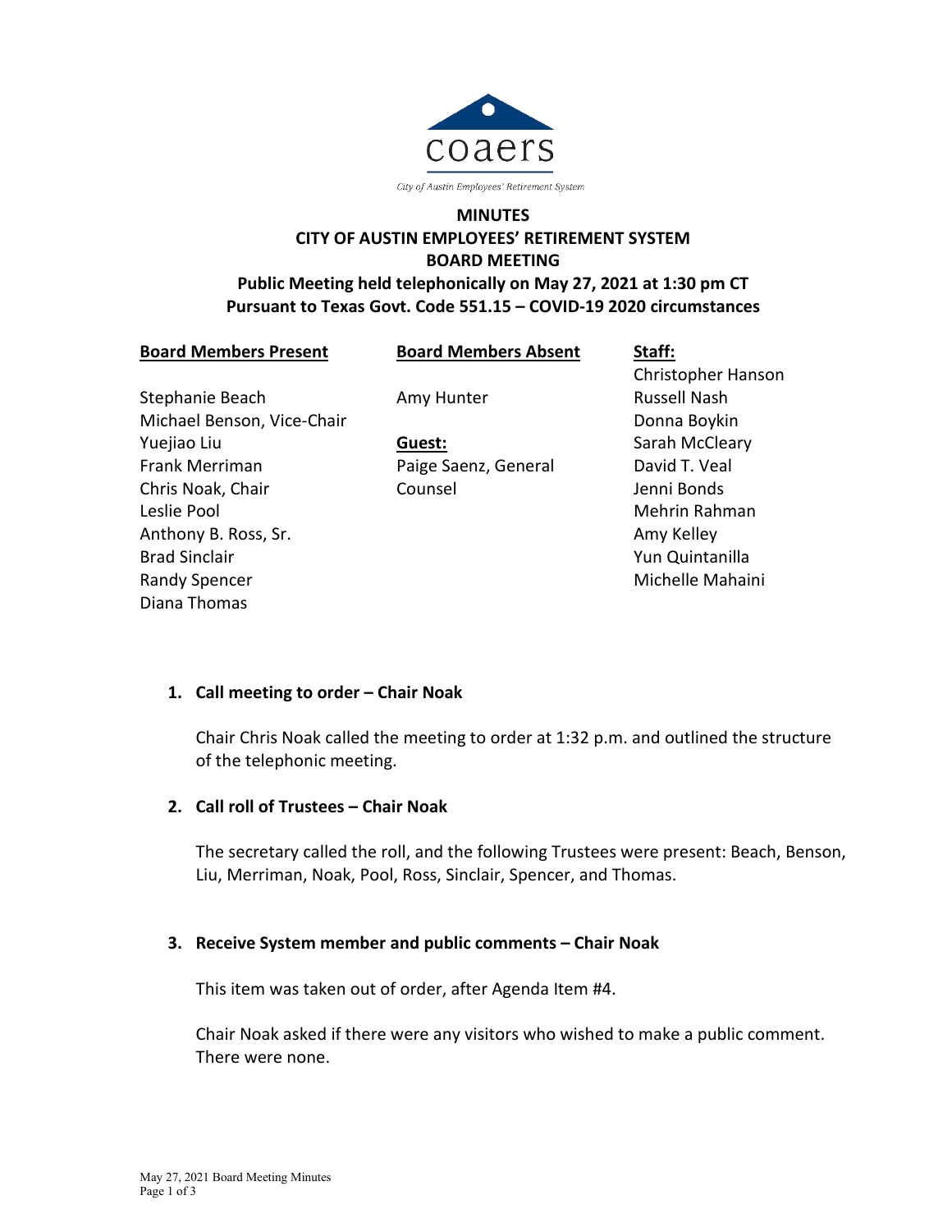coaers

City of Austin Employees' Retirement System

# MINUTES
# CITY OF AUSTIN EMPLOYEES' RETIREMENT SYSTEM
# BOARD MEETING
## Public Meeting held telephonically on May 27, 2021 at 1:30 pm CT
## Pursuant to Texas Govt. Code 551.15 – COVID-19 2020 circumstances

| **Board Members Present** | **Board Members Absent** | **Staff:** |
|---|---|---|
| Stephanie Beach | Amy Hunter | Christopher Hanson |
| Michael Benson, Vice-Chair | | Russell Nash |
| Yuejiao Liu | **Guest:** | Donna Boykin |
| Frank Merriman | Paige Saenz, General Counsel | Sarah McCleary |
| Chris Noak, Chair | | David T. Veal |
| Leslie Pool | | Jenni Bonds |
| Anthony B. Ross, Sr. | | Mehrin Rahman |
| Brad Sinclair | | Amy Kelley |
| Randy Spencer | | Yun Quintanilla |
| Diana Thomas | | Michelle Mahaini |

**1. Call meeting to order – Chair Noak**

Chair Chris Noak called the meeting to order at 1:32 p.m. and outlined the structure of the telephonic meeting.

**2. Call roll of Trustees – Chair Noak**

The secretary called the roll, and the following Trustees were present: Beach, Benson, Liu, Merriman, Noak, Pool, Ross, Sinclair, Spencer, and Thomas.

**3. Receive System member and public comments – Chair Noak**

This item was taken out of order, after Agenda Item #4.

Chair Noak asked if there were any visitors who wished to make a public comment. There were none.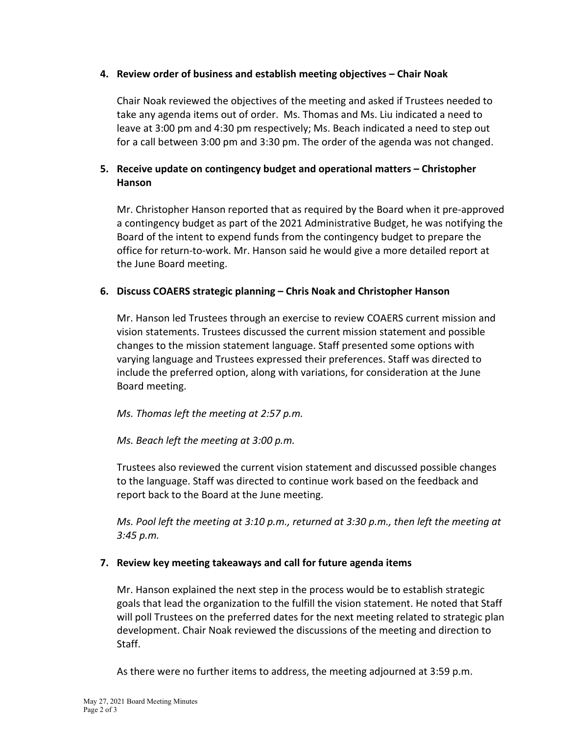**4. Review order of business and establish meeting objectives – Chair Noak**

Chair Noak reviewed the objectives of the meeting and asked if Trustees needed to take any agenda items out of order. Ms. Thomas and Ms. Liu indicated a need to leave at 3:00 pm and 4:30 pm respectively; Ms. Beach indicated a need to step out for a call between 3:00 pm and 3:30 pm. The order of the agenda was not changed.

**5. Receive update on contingency budget and operational matters – Christopher Hanson**

Mr. Christopher Hanson reported that as required by the Board when it pre-approved a contingency budget as part of the 2021 Administrative Budget, he was notifying the Board of the intent to expend funds from the contingency budget to prepare the office for return-to-work. Mr. Hanson said he would give a more detailed report at the June Board meeting.

**6. Discuss COAERS strategic planning – Chris Noak and Christopher Hanson**

Mr. Hanson led Trustees through an exercise to review COAERS current mission and vision statements. Trustees discussed the current mission statement and possible changes to the mission statement language. Staff presented some options with varying language and Trustees expressed their preferences. Staff was directed to include the preferred option, along with variations, for consideration at the June Board meeting.

*Ms. Thomas left the meeting at 2:57 p.m.*

*Ms. Beach left the meeting at 3:00 p.m.*

Trustees also reviewed the current vision statement and discussed possible changes to the language. Staff was directed to continue work based on the feedback and report back to the Board at the June meeting.

*Ms. Pool left the meeting at 3:10 p.m., returned at 3:30 p.m., then left the meeting at 3:45 p.m.*

**7. Review key meeting takeaways and call for future agenda items**

Mr. Hanson explained the next step in the process would be to establish strategic goals that lead the organization to the fulfill the vision statement. He noted that Staff will poll Trustees on the preferred dates for the next meeting related to strategic plan development. Chair Noak reviewed the discussions of the meeting and direction to Staff.

As there were no further items to address, the meeting adjourned at 3:59 p.m.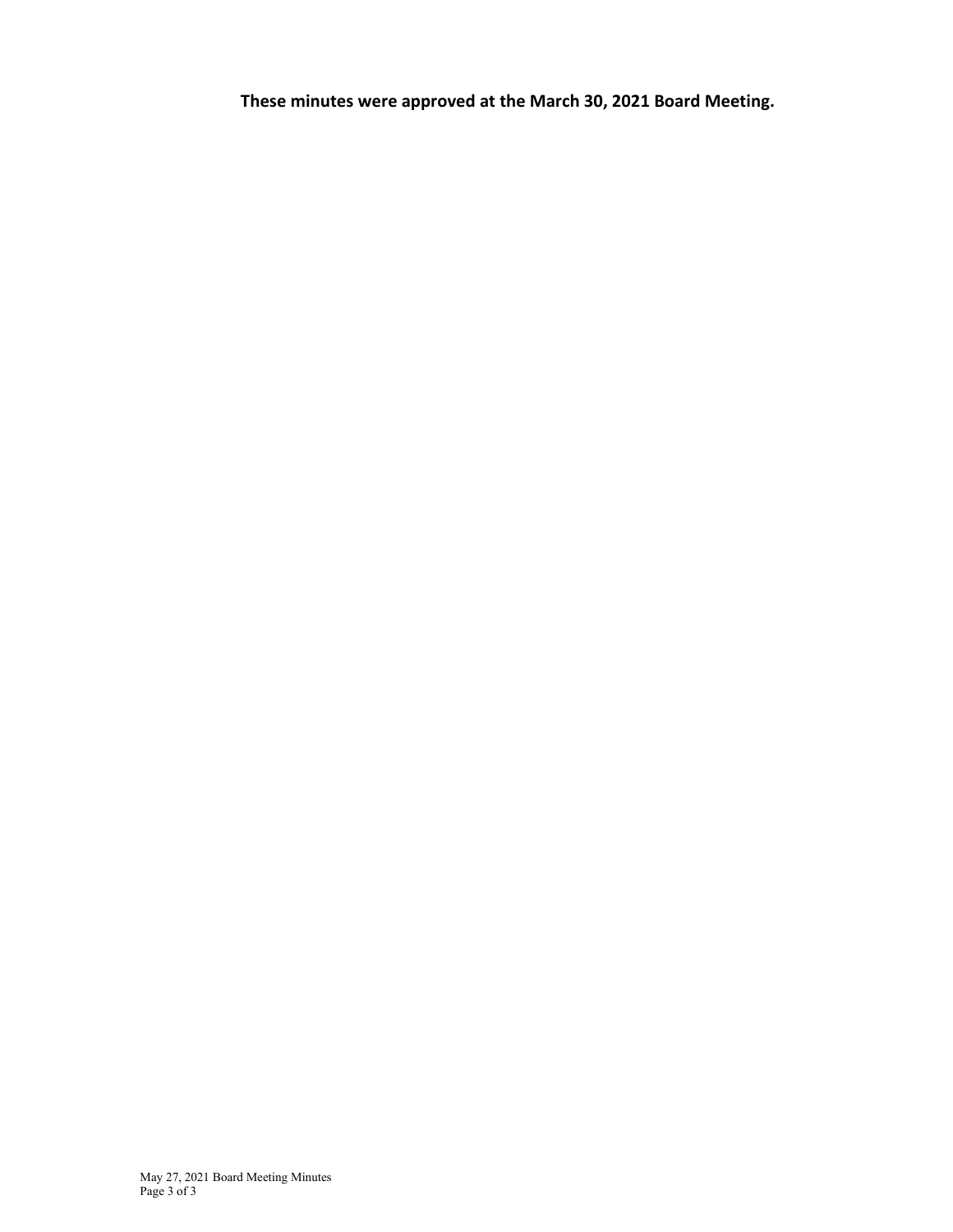**These minutes were approved at the March 30, 2021 Board Meeting.**